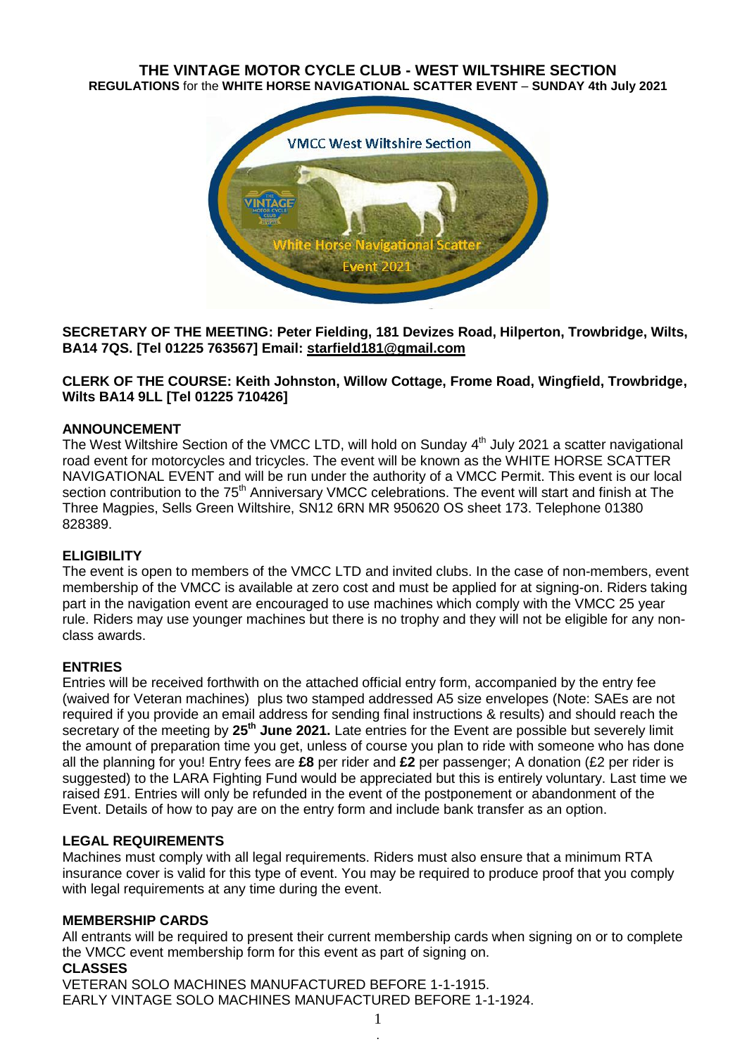# THE VINTAGE MOTOR CYCLE CLUB - WEST WILTSHIRE SECTION

**REGULATIONS** for the **WHITE HORSE NAVIGATIONAL SCATTER EVENT** – **SUNDAY 4th July 2021**

**SECRETARY OF THE MEETING: Peter Fielding, 181 Devizes Road, Hilperton, Trowbridge, Wilts, BA14 7QS. [Tel 01225 763567] Email: starfield181@gmail.com**

**CLERK OF THE COURSE: Keith Johnston, Willow Cottage, Frome Road, Wingfield, Trowbridge, Wilts BA14 9LL [Tel 01225 710426]**

## ANNOUNCEMENT

The West Wiltshire Section of the VMCC LTD, will hold on Sunday 4th July 2021 a scatter navigational road event for motorcycles and tricycles. The event will be known as the WHITE HORSE SCATTER NAVIGATIONAL EVENT and will be run under the authority of a VMCC Permit. This event is our local section contribution to the 75th Anniversary VMCC celebrations. The event will start and finish at The Three Magpies, Sells Green Wiltshire, SN12 6RN MR 950620 OS sheet 173. Telephone 01380 828389.

## ELIGIBILITY

The event is open to members of the VMCC LTD and invited clubs. In the case of non-members, event membership of the VMCC is available at zero cost and must be applied for at signing-on. Riders taking part in the navigation event are encouraged to use machines which comply with the VMCC 25 year rule. Riders may use younger machines but there is no trophy and they will not be eligible for any non-class awards.

## ENTRIES

Entries will be received forthwith on the attached official entry form, accompanied by the entry fee (waived for Veteran machines) plus two stamped addressed A5 size envelopes (Note: SAEs are not required if you provide an email address for sending final instructions & results) and should reach the secretary of the meeting by **25th June 2021.** Late entries for the Event are possible but severely limit the amount of preparation time you get, unless of course you plan to ride with someone who has done all the planning for you! Entry fees are **£8** per rider and **£2** per passenger; A donation (£2 per rider is suggested) to the LARA Fighting Fund would be appreciated but this is entirely voluntary. Last time we raised £91. Entries will only be refunded in the event of the postponement or abandonment of the Event. Details of how to pay are on the entry form and include bank transfer as an option.

## LEGAL REQUIREMENTS

Machines must comply with all legal requirements. Riders must also ensure that a minimum RTA insurance cover is valid for this type of event. You may be required to produce proof that you comply with legal requirements at any time during the event.

## MEMBERSHIP CARDS

All entrants will be required to present their current membership cards when signing on or to complete the VMCC event membership form for this event as part of signing on.

## CLASSES

VETERAN SOLO MACHINES MANUFACTURED BEFORE 1-1-1915.
EARLY VINTAGE SOLO MACHINES MANUFACTURED BEFORE 1-1-1924.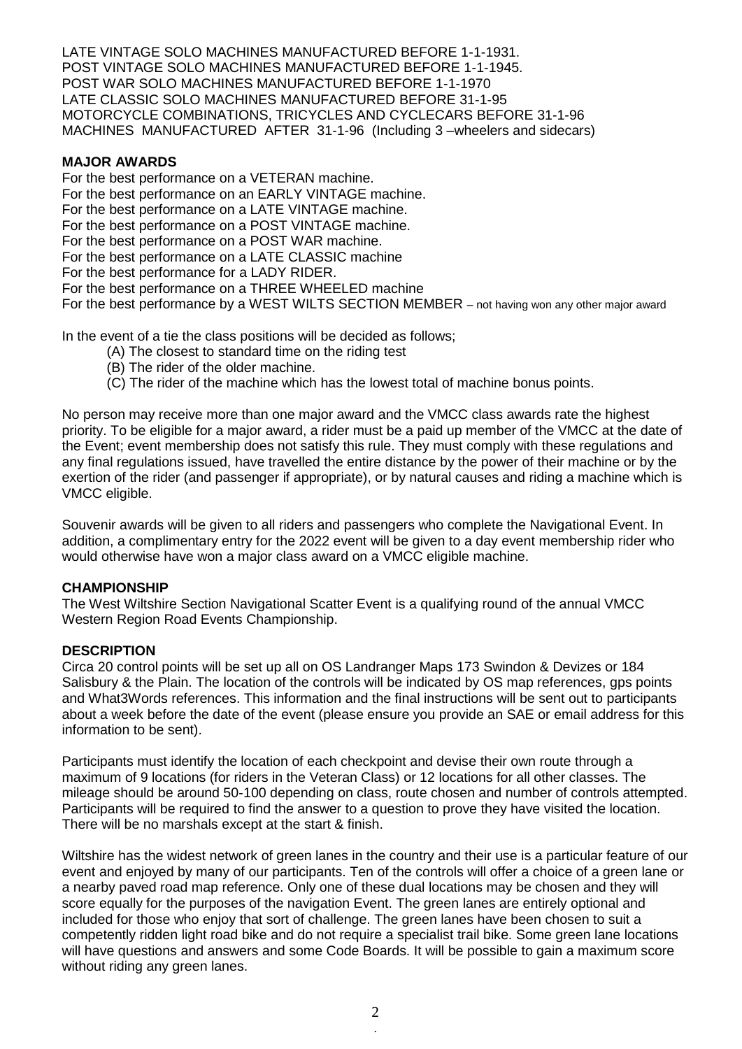LATE VINTAGE SOLO MACHINES MANUFACTURED BEFORE 1-1-1931.
POST VINTAGE SOLO MACHINES MANUFACTURED BEFORE 1-1-1945.
POST WAR SOLO MACHINES MANUFACTURED BEFORE 1-1-1970
LATE CLASSIC SOLO MACHINES MANUFACTURED BEFORE 31-1-95
MOTORCYCLE COMBINATIONS, TRICYCLES AND CYCLECARS BEFORE 31-1-96
MACHINES MANUFACTURED AFTER 31-1-96 (Including 3 –wheelers and sidecars)

**MAJOR AWARDS**

For the best performance on a VETERAN machine.
For the best performance on an EARLY VINTAGE machine.
For the best performance on a LATE VINTAGE machine.
For the best performance on a POST VINTAGE machine.
For the best performance on a POST WAR machine.
For the best performance on a LATE CLASSIC machine
For the best performance for a LADY RIDER.
For the best performance on a THREE WHEELED machine
For the best performance by a WEST WILTS SECTION MEMBER – not having won any other major award

In the event of a tie the class positions will be decided as follows;

(A) The closest to standard time on the riding test
(B) The rider of the older machine.
(C) The rider of the machine which has the lowest total of machine bonus points.

No person may receive more than one major award and the VMCC class awards rate the highest priority. To be eligible for a major award, a rider must be a paid up member of the VMCC at the date of the Event; event membership does not satisfy this rule. They must comply with these regulations and any final regulations issued, have travelled the entire distance by the power of their machine or by the exertion of the rider (and passenger if appropriate), or by natural causes and riding a machine which is VMCC eligible.

Souvenir awards will be given to all riders and passengers who complete the Navigational Event. In addition, a complimentary entry for the 2022 event will be given to a day event membership rider who would otherwise have won a major class award on a VMCC eligible machine.

**CHAMPIONSHIP**

The West Wiltshire Section Navigational Scatter Event is a qualifying round of the annual VMCC Western Region Road Events Championship.

**DESCRIPTION**

Circa 20 control points will be set up all on OS Landranger Maps 173 Swindon & Devizes or 184 Salisbury & the Plain. The location of the controls will be indicated by OS map references, gps points and What3Words references. This information and the final instructions will be sent out to participants about a week before the date of the event (please ensure you provide an SAE or email address for this information to be sent).

Participants must identify the location of each checkpoint and devise their own route through a maximum of 9 locations (for riders in the Veteran Class) or 12 locations for all other classes. The mileage should be around 50-100 depending on class, route chosen and number of controls attempted. Participants will be required to find the answer to a question to prove they have visited the location. There will be no marshals except at the start & finish.

Wiltshire has the widest network of green lanes in the country and their use is a particular feature of our event and enjoyed by many of our participants. Ten of the controls will offer a choice of a green lane or a nearby paved road map reference. Only one of these dual locations may be chosen and they will score equally for the purposes of the navigation Event. The green lanes are entirely optional and included for those who enjoy that sort of challenge. The green lanes have been chosen to suit a competently ridden light road bike and do not require a specialist trail bike. Some green lane locations will have questions and answers and some Code Boards. It will be possible to gain a maximum score without riding any green lanes.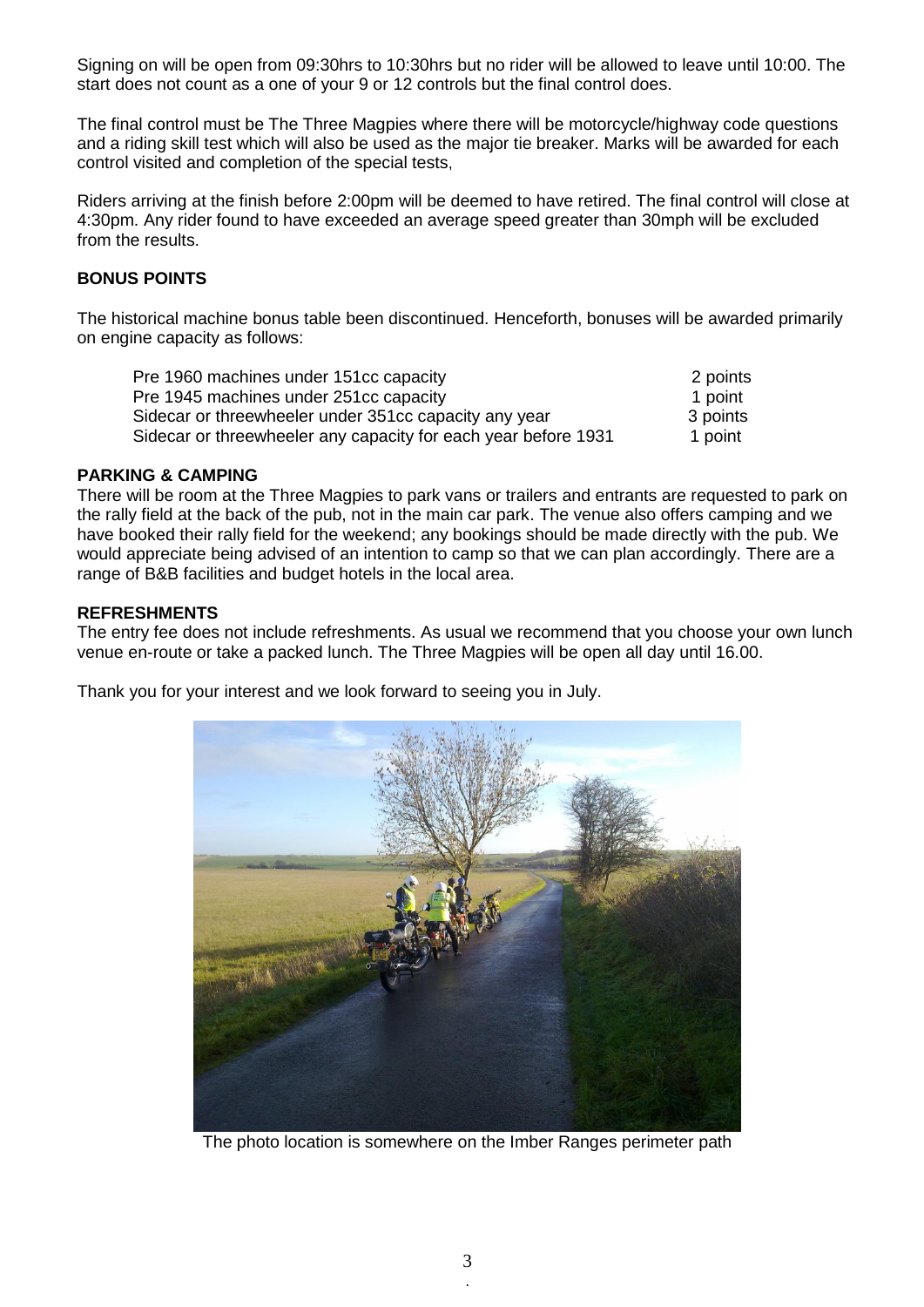Signing on will be open from 09:30hrs to 10:30hrs but no rider will be allowed to leave until 10:00. The start does not count as a one of your 9 or 12 controls but the final control does.

The final control must be The Three Magpies where there will be motorcycle/highway code questions and a riding skill test which will also be used as the major tie breaker. Marks will be awarded for each control visited and completion of the special tests,

Riders arriving at the finish before 2:00pm will be deemed to have retired. The final control will close at 4:30pm. Any rider found to have exceeded an average speed greater than 30mph will be excluded from the results.

**BONUS POINTS**

The historical machine bonus table been discontinued. Henceforth, bonuses will be awarded primarily on engine capacity as follows:

| | |
|---|---|
| Pre 1960 machines under 151cc capacity | 2 points |
| Pre 1945 machines under 251cc capacity | 1 point |
| Sidecar or threewheeler under 351cc capacity any year | 3 points |
| Sidecar or threewheeler any capacity for each year before 1931 | 1 point |

**PARKING & CAMPING**

There will be room at the Three Magpies to park vans or trailers and entrants are requested to park on the rally field at the back of the pub, not in the main car park. The venue also offers camping and we have booked their rally field for the weekend; any bookings should be made directly with the pub. We would appreciate being advised of an intention to camp so that we can plan accordingly. There are a range of B&B facilities and budget hotels in the local area.

**REFRESHMENTS**

The entry fee does not include refreshments. As usual we recommend that you choose your own lunch venue en-route or take a packed lunch. The Three Magpies will be open all day until 16.00.

Thank you for your interest and we look forward to seeing you in July.

The photo location is somewhere on the Imber Ranges perimeter path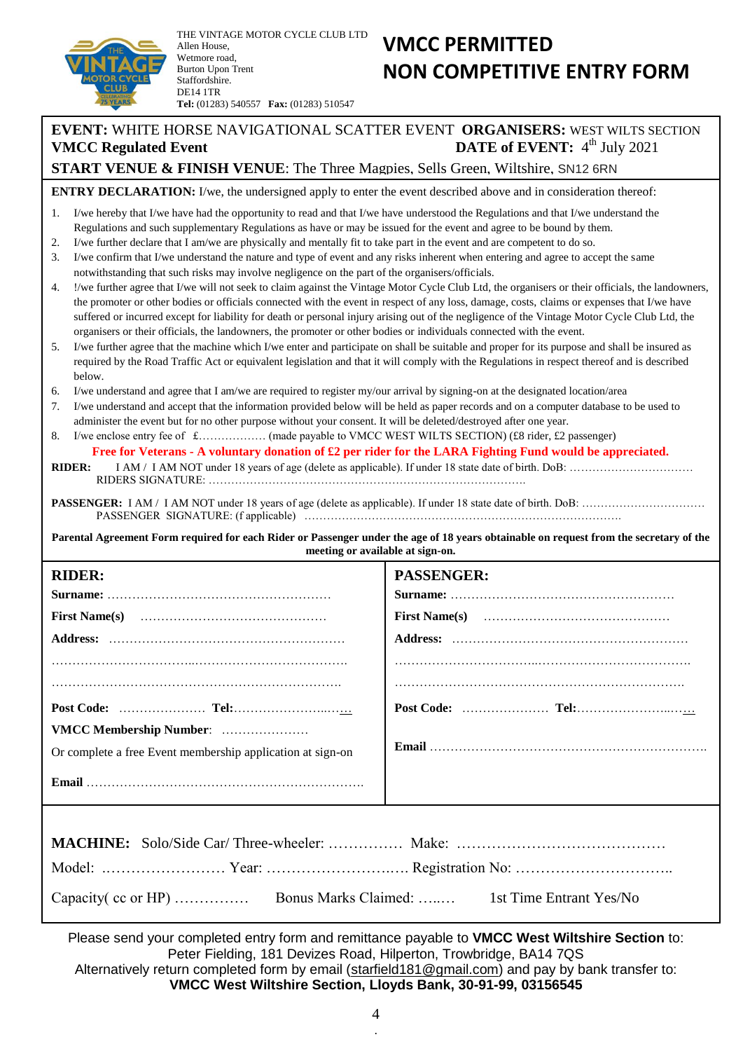THE VINTAGE MOTOR CYCLE CLUB LTD
Allen House,
Wetmore road,
Burton Upon Trent
Staffordshire.
DE14 1TR
**Tel:** (01283) 540557 **Fax:** (01283) 510547

# VMCC PERMITTED NON COMPETITIVE ENTRY FORM

**EVENT:** WHITE HORSE NAVIGATIONAL SCATTER EVENT **ORGANISERS:** WEST WILTS SECTION
**VMCC Regulated Event** **DATE of EVENT:** 4th July 2021
**START VENUE & FINISH VENUE**: The Three Magpies, Sells Green, Wiltshire, SN12 6RN

**ENTRY DECLARATION:** I/we, the undersigned apply to enter the event described above and in consideration thereof:

1. I/we hereby that I/we have had the opportunity to read and that I/we have understood the Regulations and that I/we understand the Regulations and such supplementary Regulations as have or may be issued for the event and agree to be bound by them.
2. I/we further declare that I am/we are physically and mentally fit to take part in the event and are competent to do so.
3. I/we confirm that I/we understand the nature and type of event and any risks inherent when entering and agree to accept the same notwithstanding that such risks may involve negligence on the part of the organisers/officials.
4. !/we further agree that I/we will not seek to claim against the Vintage Motor Cycle Club Ltd, the organisers or their officials, the landowners, the promoter or other bodies or officials connected with the event in respect of any loss, damage, costs, claims or expenses that I/we have suffered or incurred except for liability for death or personal injury arising out of the negligence of the Vintage Motor Cycle Club Ltd, the organisers or their officials, the landowners, the promoter or other bodies or individuals connected with the event.
5. I/we further agree that the machine which I/we enter and participate on shall be suitable and proper for its purpose and shall be insured as required by the Road Traffic Act or equivalent legislation and that it will comply with the Regulations in respect thereof and is described below.
6. I/we understand and agree that I am/we are required to register my/our arrival by signing-on at the designated location/area
7. I/we understand and accept that the information provided below will be held as paper records and on a computer database to be used to administer the event but for no other purpose without your consent. It will be deleted/destroyed after one year.
8. I/we enclose entry fee of £……………… (made payable to VMCC WEST WILTS SECTION) (£8 rider, £2 passenger)

**Free for Veterans - A voluntary donation of £2 per rider for the LARA Fighting Fund would be appreciated.**

**RIDER:** I AM / I AM NOT under 18 years of age (delete as applicable). If under 18 state date of birth. DoB: ……………………………
RIDERS SIGNATURE: ………………………………………………………………………

**PASSENGER:** I AM / I AM NOT under 18 years of age (delete as applicable). If under 18 state date of birth. DoB: ……………………………
PASSENGER SIGNATURE: (f applicable) ………………………………………………………………………

**Parental Agreement Form required for each Rider or Passenger under the age of 18 years obtainable on request from the secretary of the meeting or available at sign-on.**

| **RIDER:** | **PASSENGER:** |
|---|---|
| **Surname:** ……………………………………………… | **Surname:** ……………………………………………… |
| **First Name(s)** …………………………………… | **First Name(s)** …………………………………… |
| **Address:** ……………………………………………… | **Address:** ……………………………………………… |
| ……………………………………………………………… | ……………………………………………………………… |
| ……………………………………………………………… | ……………………………………………………………… |
| **Post Code:** ………………… **Tel:**………………………… | **Post Code:** ………………… **Tel:**………………………… |
| **VMCC Membership Number**: ………………… | **Email** ………………………………………………………… |
| Or complete a free Event membership application at sign-on | |
| **Email** ………………………………………………………… | |

**MACHINE:** Solo/Side Car/ Three-wheeler: …………… Make: ……………………………………
Model: …………………… Year: ……………………… Registration No: …………………………
Capacity( cc or HP) …………… Bonus Marks Claimed: ……… 1st Time Entrant Yes/No

Please send your completed entry form and remittance payable to **VMCC West Wiltshire Section** to:
Peter Fielding, 181 Devizes Road, Hilperton, Trowbridge, BA14 7QS
Alternatively return completed form by email (starfield181@gmail.com) and pay by bank transfer to:
**VMCC West Wiltshire Section, Lloyds Bank, 30-91-99, 03156545**